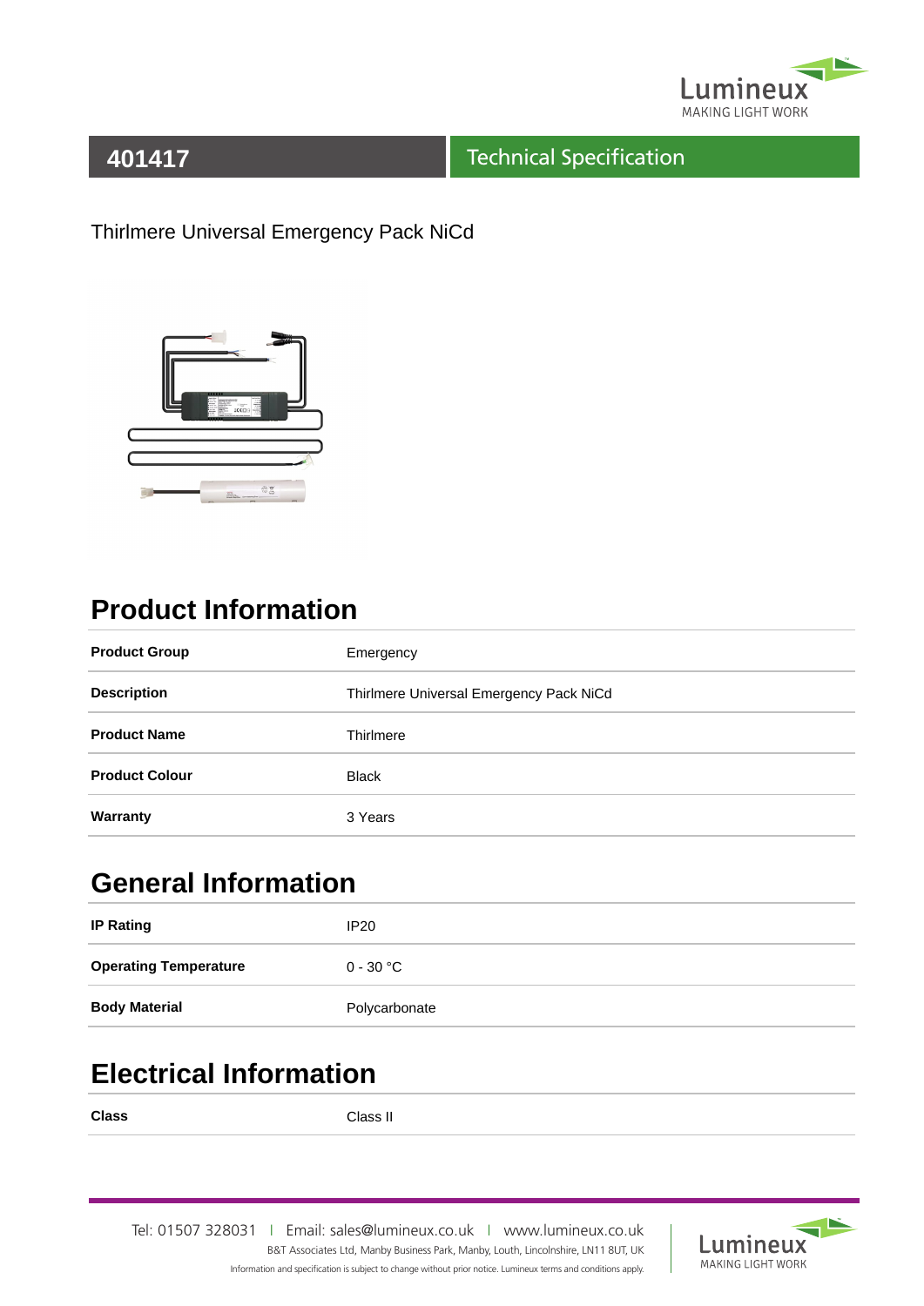# 401417 Technical Specification

Thirlmere Universal Emergency Pack NiCd

## Product Information

| | |
|---|---|
| **Product Group** | Emergency |
| **Description** | Thirlmere Universal Emergency Pack NiCd |
| **Product Name** | Thirlmere |
| **Product Colour** | Black |
| **Warranty** | 3 Years |

## General Information

| | |
|---|---|
| **IP Rating** | IP20 |
| **Operating Temperature** | 0 - 30 °C |
| **Body Material** | Polycarbonate |

## Electrical Information

| | |
|---|---|
| **Class** | Class II |

Tel: 01507 328031 | Email: sales@lumineux.co.uk | www.lumineux.co.uk
B&T Associates Ltd, Manby Business Park, Manby, Louth, Lincolnshire, LN11 8UT, UK
Information and specification is subject to change without prior notice. Lumineux terms and conditions apply.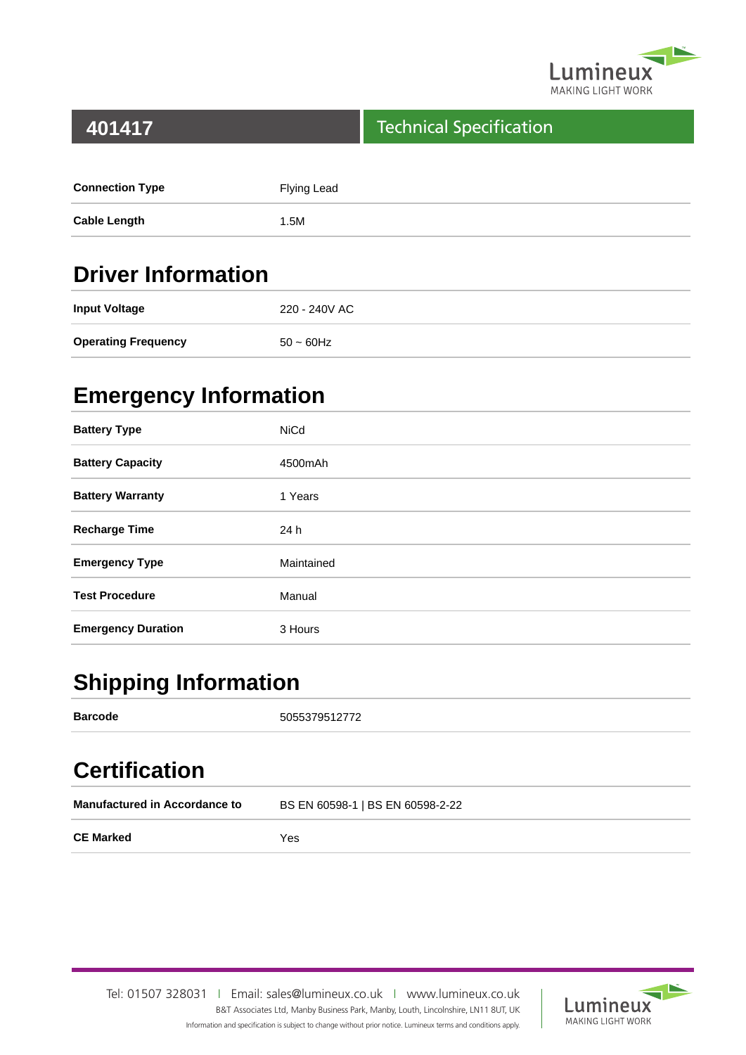## 401417

## Technical Specification

| | |
|---|---|
| **Connection Type** | Flying Lead |
| **Cable Length** | 1.5M |

## Driver Information

| | |
|---|---|
| **Input Voltage** | 220 - 240V AC |
| **Operating Frequency** | 50 ~ 60Hz |

## Emergency Information

| | |
|---|---|
| **Battery Type** | NiCd |
| **Battery Capacity** | 4500mAh |
| **Battery Warranty** | 1 Years |
| **Recharge Time** | 24 h |
| **Emergency Type** | Maintained |
| **Test Procedure** | Manual |
| **Emergency Duration** | 3 Hours |

## Shipping Information

| | |
|---|---|
| **Barcode** | 5055379512772 |

## Certification

| | |
|---|---|
| **Manufactured in Accordance to** | BS EN 60598-1 \| BS EN 60598-2-22 |
| **CE Marked** | Yes |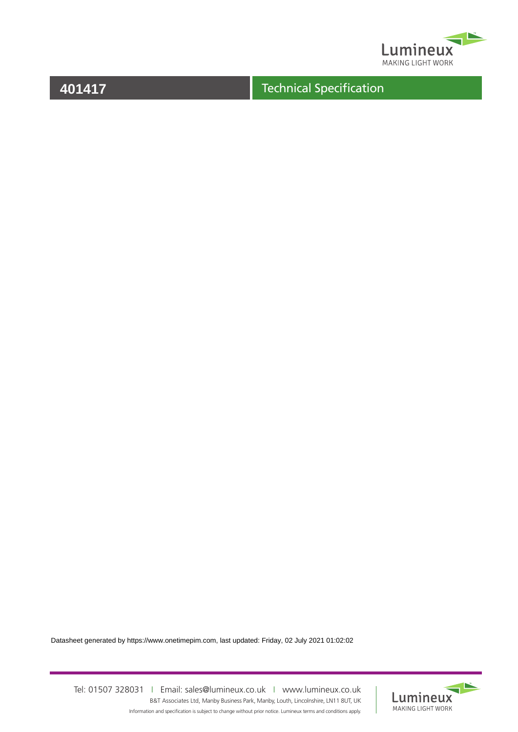# 401417 — Technical Specification

Datasheet generated by https://www.onetimepim.com, last updated: Friday, 02 July 2021 01:02:02